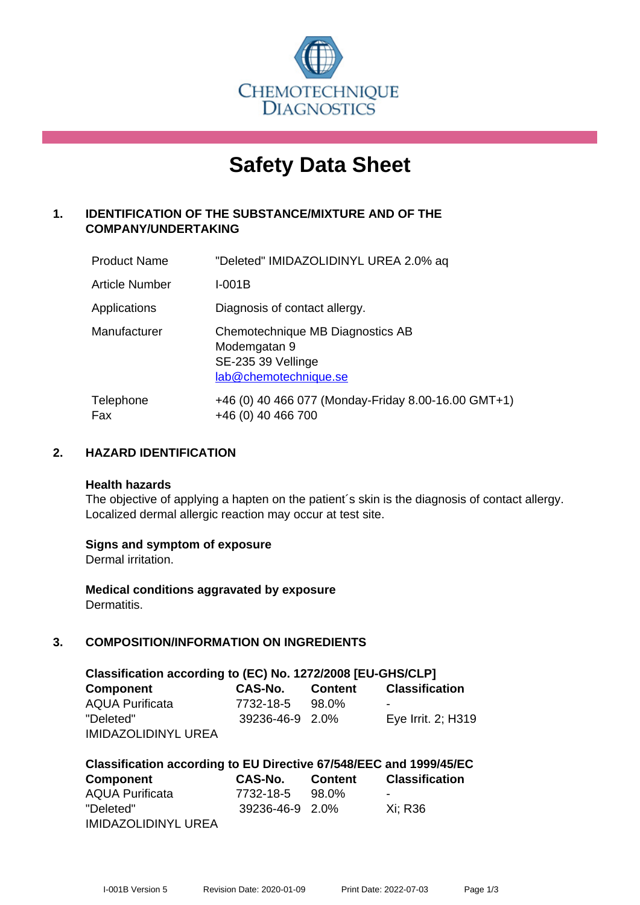CHEMOTECHNIQUE DIAGNOSTICS

# Safety Data Sheet

## 1. IDENTIFICATION OF THE SUBSTANCE/MIXTURE AND OF THE COMPANY/UNDERTAKING

| | |
|---|---|
| Product Name | "Deleted" IMIDAZOLIDINYL UREA 2.0% aq |
| Article Number | I-001B |
| Applications | Diagnosis of contact allergy. |
| Manufacturer | Chemotechnique MB Diagnostics AB<br>Modemgatan 9<br>SE-235 39 Vellinge<br>lab@chemotechnique.se |
| Telephone<br>Fax | +46 (0) 40 466 077 (Monday-Friday 8.00-16.00 GMT+1)<br>+46 (0) 40 466 700 |

## 2. HAZARD IDENTIFICATION

**Health hazards**

The objective of applying a hapten on the patient´s skin is the diagnosis of contact allergy. Localized dermal allergic reaction may occur at test site.

**Signs and symptom of exposure**

Dermal irritation.

**Medical conditions aggravated by exposure**

Dermatitis.

## 3. COMPOSITION/INFORMATION ON INGREDIENTS

**Classification according to (EC) No. 1272/2008 [EU-GHS/CLP]**

| Component | CAS-No. | Content | Classification |
|---|---|---|---|
| AQUA Purificata | 7732-18-5 | 98.0% | - |
| "Deleted" IMIDAZOLIDINYL UREA | 39236-46-9 | 2.0% | Eye Irrit. 2; H319 |

**Classification according to EU Directive 67/548/EEC and 1999/45/EC**

| Component | CAS-No. | Content | Classification |
|---|---|---|---|
| AQUA Purificata | 7732-18-5 | 98.0% | - |
| "Deleted" IMIDAZOLIDINYL UREA | 39236-46-9 | 2.0% | Xi; R36 |

I-001B Version 5 Revision Date: 2020-01-09 Print Date: 2022-07-03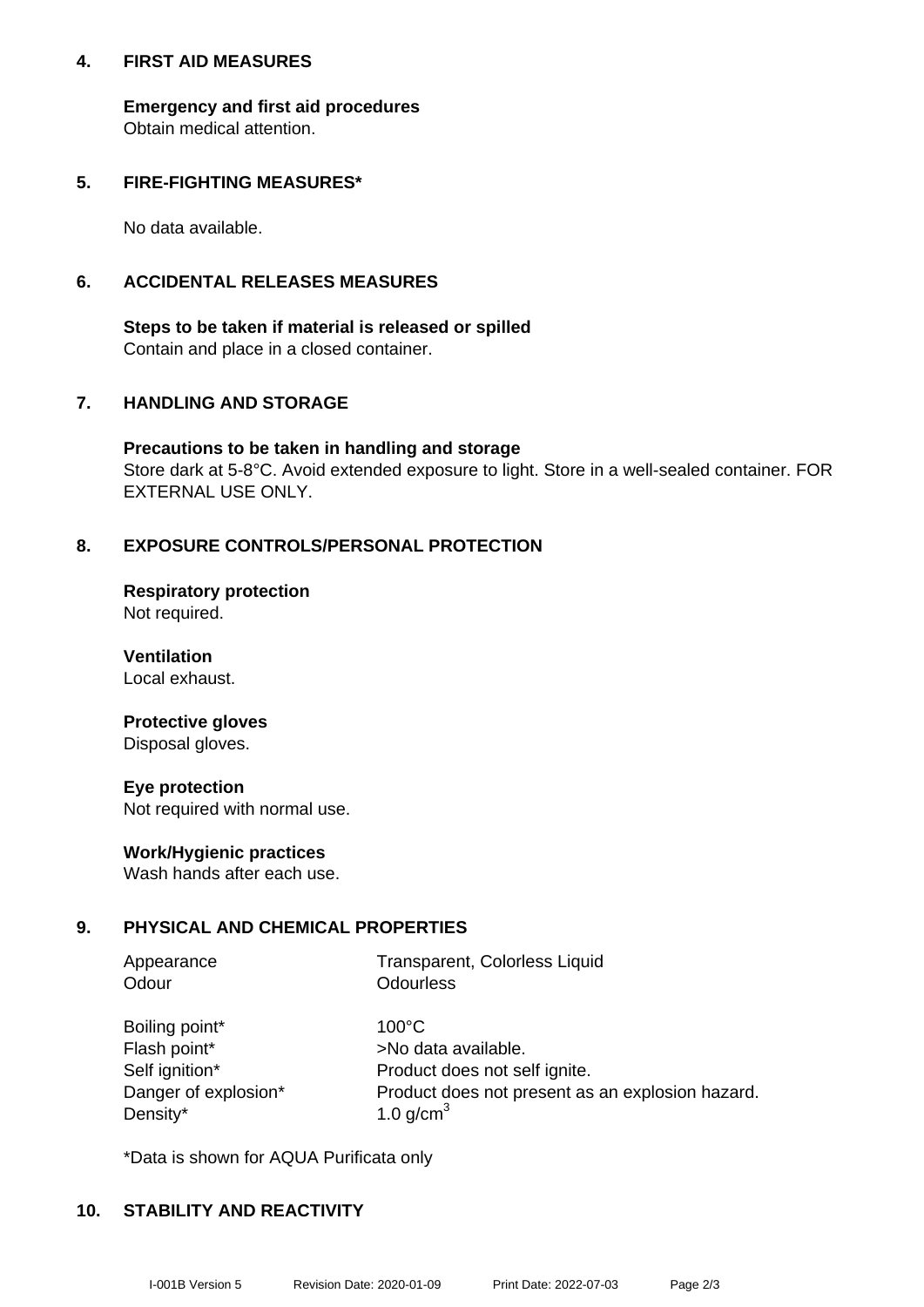## 4. FIRST AID MEASURES

**Emergency and first aid procedures**
Obtain medical attention.

## 5. FIRE-FIGHTING MEASURES*

No data available.

## 6. ACCIDENTAL RELEASES MEASURES

**Steps to be taken if material is released or spilled**
Contain and place in a closed container.

## 7. HANDLING AND STORAGE

**Precautions to be taken in handling and storage**
Store dark at 5-8°C. Avoid extended exposure to light. Store in a well-sealed container. FOR EXTERNAL USE ONLY.

## 8. EXPOSURE CONTROLS/PERSONAL PROTECTION

**Respiratory protection**
Not required.

**Ventilation**
Local exhaust.

**Protective gloves**
Disposal gloves.

**Eye protection**
Not required with normal use.

**Work/Hygienic practices**
Wash hands after each use.

## 9. PHYSICAL AND CHEMICAL PROPERTIES

| | |
|---|---|
| Appearance | Transparent, Colorless Liquid |
| Odour | Odourless |
| Boiling point* | 100°C |
| Flash point* | >No data available. |
| Self ignition* | Product does not self ignite. |
| Danger of explosion* | Product does not present as an explosion hazard. |
| Density* | 1.0 g/cm$^3$ |

*Data is shown for AQUA Purificata only

## 10. STABILITY AND REACTIVITY

I-001B Version 5 Revision Date: 2020-01-09 Print Date: 2022-07-03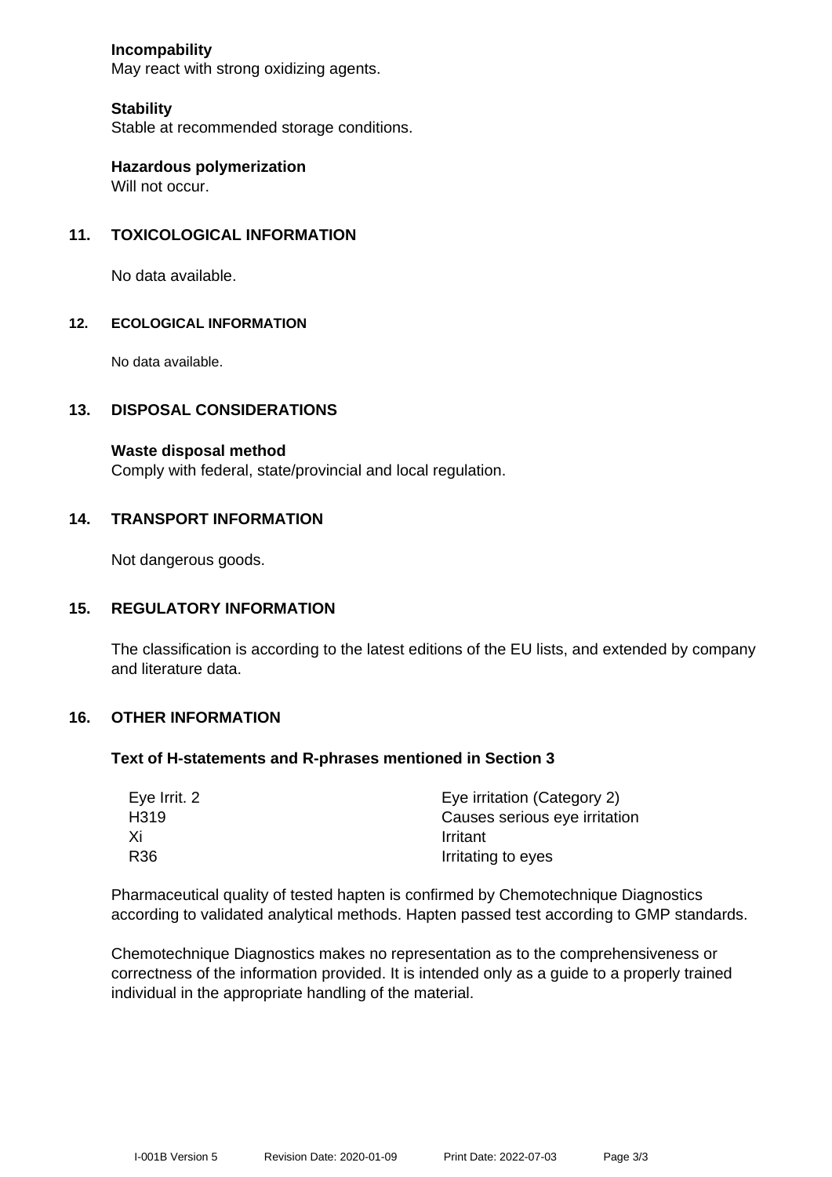**Incompability**
May react with strong oxidizing agents.

**Stability**
Stable at recommended storage conditions.

**Hazardous polymerization**
Will not occur.

## 11. TOXICOLOGICAL INFORMATION

No data available.

## 12. ECOLOGICAL INFORMATION

No data available.

## 13. DISPOSAL CONSIDERATIONS

**Waste disposal method**
Comply with federal, state/provincial and local regulation.

## 14. TRANSPORT INFORMATION

Not dangerous goods.

## 15. REGULATORY INFORMATION

The classification is according to the latest editions of the EU lists, and extended by company and literature data.

## 16. OTHER INFORMATION

**Text of H-statements and R-phrases mentioned in Section 3**

| | |
|---|---|
| Eye Irrit. 2 | Eye irritation (Category 2) |
| H319 | Causes serious eye irritation |
| Xi | Irritant |
| R36 | Irritating to eyes |

Pharmaceutical quality of tested hapten is confirmed by Chemotechnique Diagnostics according to validated analytical methods. Hapten passed test according to GMP standards.

Chemotechnique Diagnostics makes no representation as to the comprehensiveness or correctness of the information provided. It is intended only as a guide to a properly trained individual in the appropriate handling of the material.